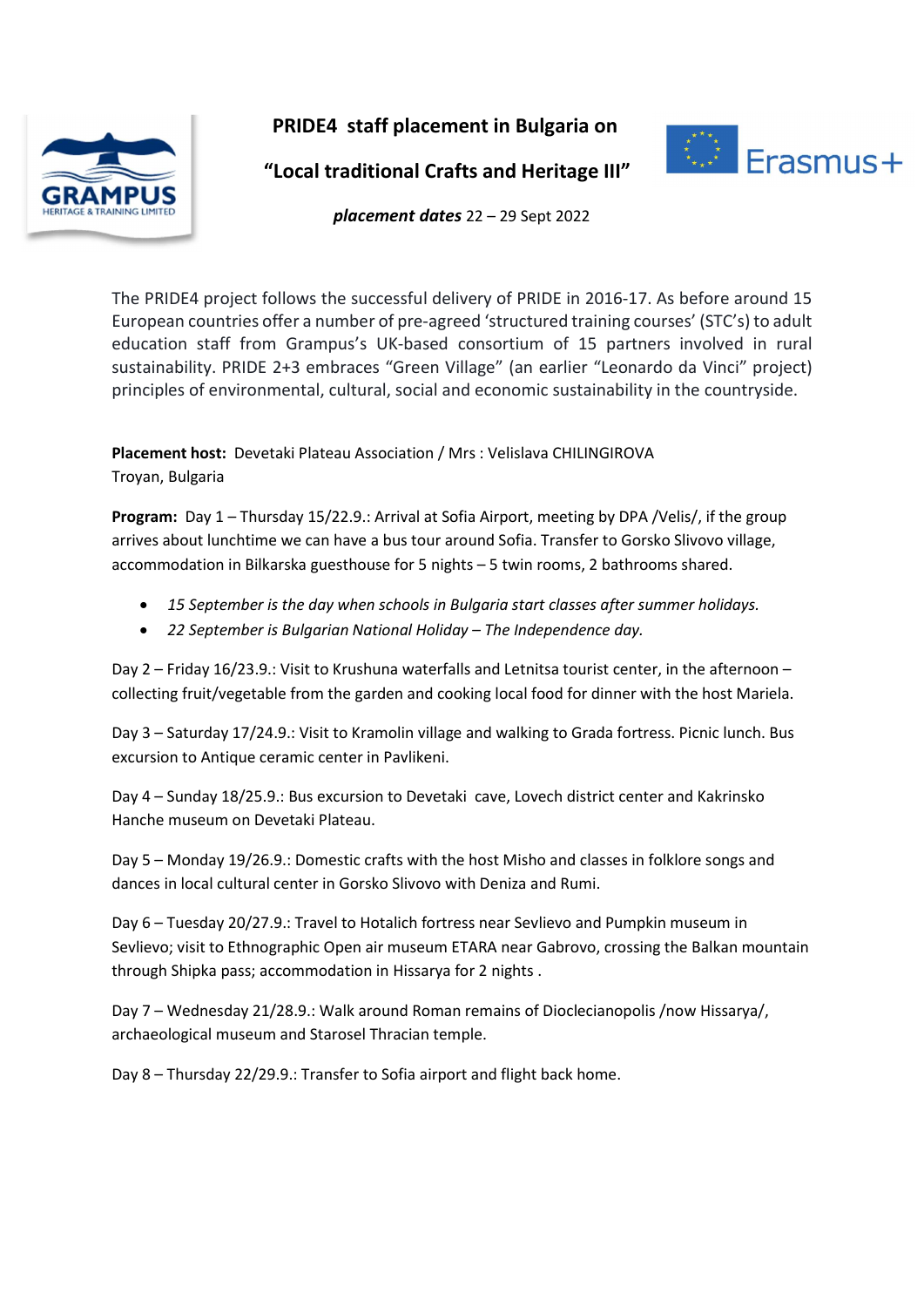# PRIDE4 staff placement in Bulgaria on

## "Local traditional Crafts and Heritage III"

***placement dates*** 22 – 29 Sept 2022

The PRIDE4 project follows the successful delivery of PRIDE in 2016-17. As before around 15 European countries offer a number of pre-agreed 'structured training courses' (STC's) to adult education staff from Grampus's UK-based consortium of 15 partners involved in rural sustainability. PRIDE 2+3 embraces "Green Village" (an earlier "Leonardo da Vinci" project) principles of environmental, cultural, social and economic sustainability in the countryside.

**Placement host:** Devetaki Plateau Association / Mrs : Velislava CHILINGIROVA
Troyan, Bulgaria

**Program:** Day 1 – Thursday 15/22.9.: Arrival at Sofia Airport, meeting by DPA /Velis/, if the group arrives about lunchtime we can have a bus tour around Sofia. Transfer to Gorsko Slivovo village, accommodation in Bilkarska guesthouse for 5 nights – 5 twin rooms, 2 bathrooms shared.

- *15 September is the day when schools in Bulgaria start classes after summer holidays.*
- *22 September is Bulgarian National Holiday – The Independence day.*

Day 2 – Friday 16/23.9.: Visit to Krushuna waterfalls and Letnitsa tourist center, in the afternoon – collecting fruit/vegetable from the garden and cooking local food for dinner with the host Mariela.

Day 3 – Saturday 17/24.9.: Visit to Kramolin village and walking to Grada fortress. Picnic lunch. Bus excursion to Antique ceramic center in Pavlikeni.

Day 4 – Sunday 18/25.9.: Bus excursion to Devetaki cave, Lovech district center and Kakrinsko Hanche museum on Devetaki Plateau.

Day 5 – Monday 19/26.9.: Domestic crafts with the host Misho and classes in folklore songs and dances in local cultural center in Gorsko Slivovo with Deniza and Rumi.

Day 6 – Tuesday 20/27.9.: Travel to Hotalich fortress near Sevlievo and Pumpkin museum in Sevlievo; visit to Ethnographic Open air museum ETARA near Gabrovo, crossing the Balkan mountain through Shipka pass; accommodation in Hissarya for 2 nights .

Day 7 – Wednesday 21/28.9.: Walk around Roman remains of Dioclecianopolis /now Hissarya/, archaeological museum and Starosel Thracian temple.

Day 8 – Thursday 22/29.9.: Transfer to Sofia airport and flight back home.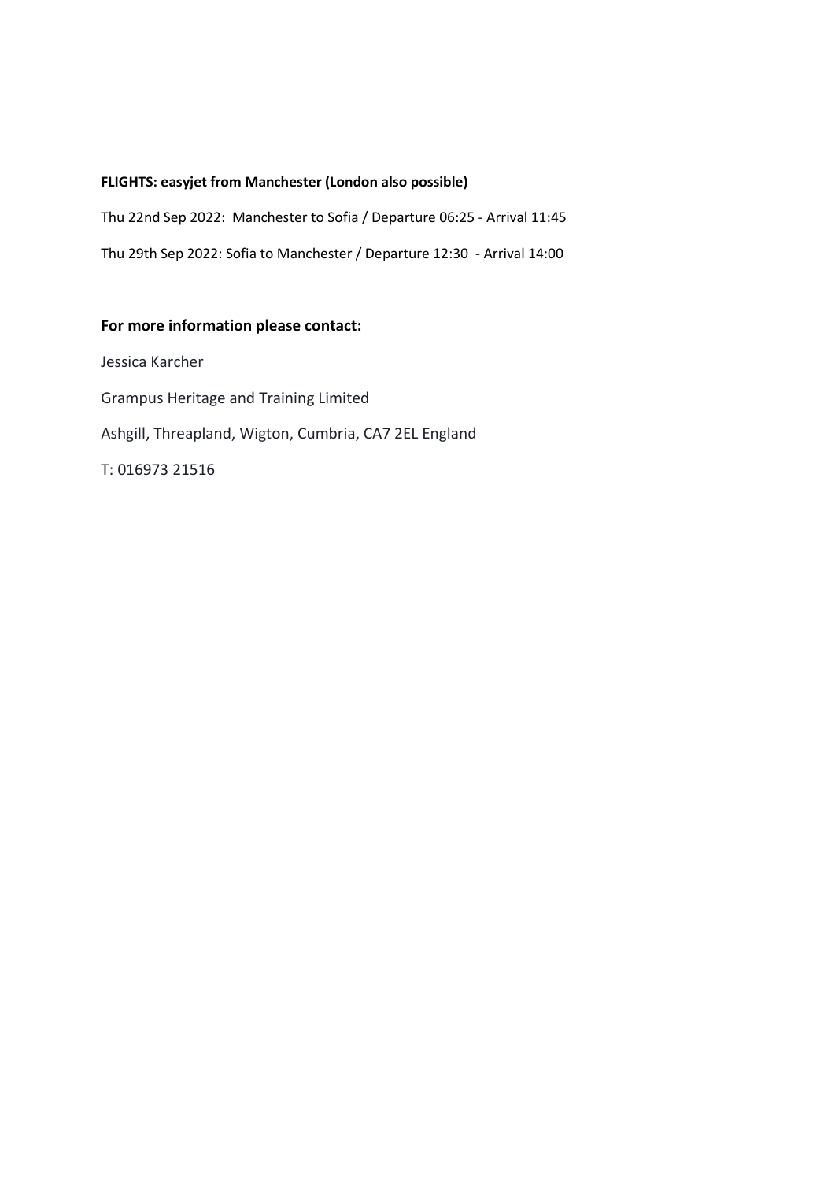**FLIGHTS: easyjet from Manchester (London also possible)**

Thu 22nd Sep 2022: Manchester to Sofia / Departure 06:25 - Arrival 11:45

Thu 29th Sep 2022: Sofia to Manchester / Departure 12:30 - Arrival 14:00

**For more information please contact:**

Jessica Karcher

Grampus Heritage and Training Limited

Ashgill, Threapland, Wigton, Cumbria, CA7 2EL England

T: 016973 21516